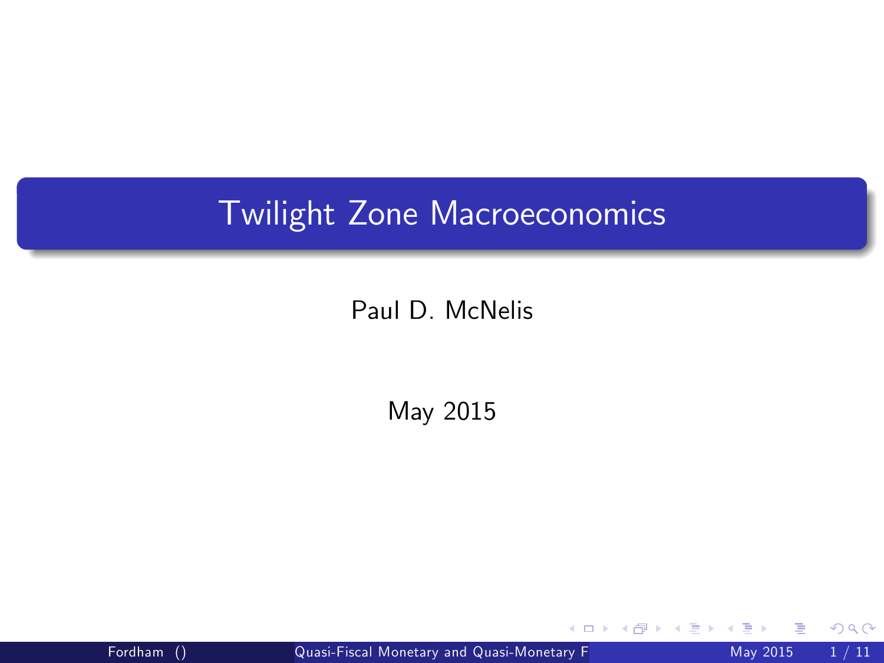# Twilight Zone Macroeconomics

Paul D. McNelis

May 2015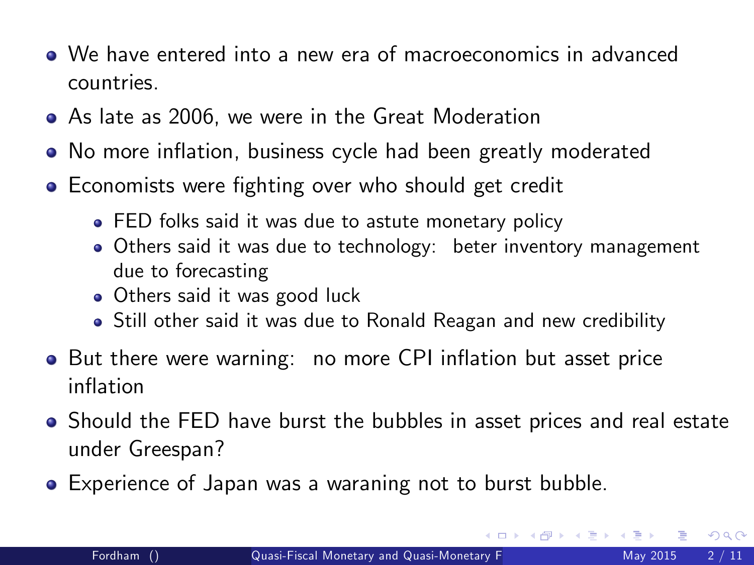- We have entered into a new era of macroeconomics in advanced countries.
- As late as 2006, we were in the Great Moderation
- No more inflation, business cycle had been greatly moderated
- Economists were fighting over who should get credit
  - FED folks said it was due to astute monetary policy
  - Others said it was due to technology: beter inventory management due to forecasting
  - Others said it was good luck
  - Still other said it was due to Ronald Reagan and new credibility
- But there were warning: no more CPI inflation but asset price inflation
- Should the FED have burst the bubbles in asset prices and real estate under Greespan?
- Experience of Japan was a waraning not to burst bubble.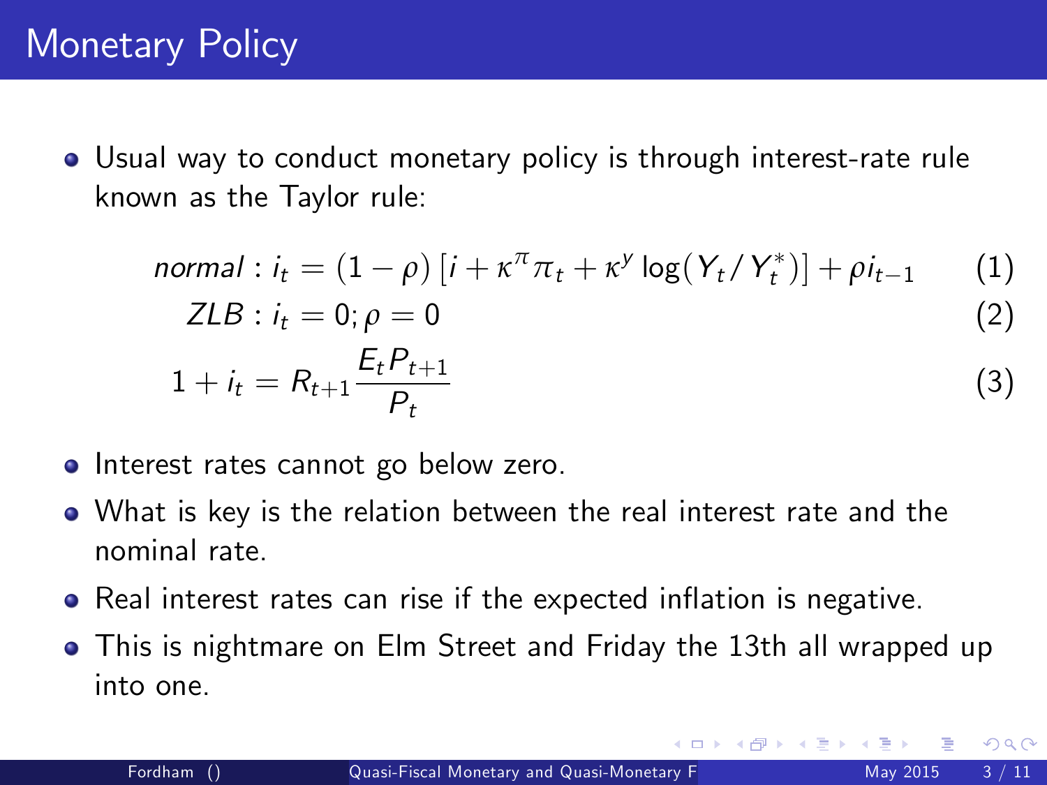# Monetary Policy

- Usual way to conduct monetary policy is through interest-rate rule known as the Taylor rule:

$$normal : i_t = (1-\rho)\left[i + \kappa^{\pi}\pi_t + \kappa^{y}\log(Y_t/Y_t^*)\right] + \rho i_{t-1} \tag{1}$$

$$ZLB : i_t = 0; \rho = 0 \tag{2}$$

$$1 + i_t = R_{t+1}\frac{E_t P_{t+1}}{P_t} \tag{3}$$

- Interest rates cannot go below zero.
- What is key is the relation between the real interest rate and the nominal rate.
- Real interest rates can rise if the expected inflation is negative.
- This is nightmare on Elm Street and Friday the 13th all wrapped up into one.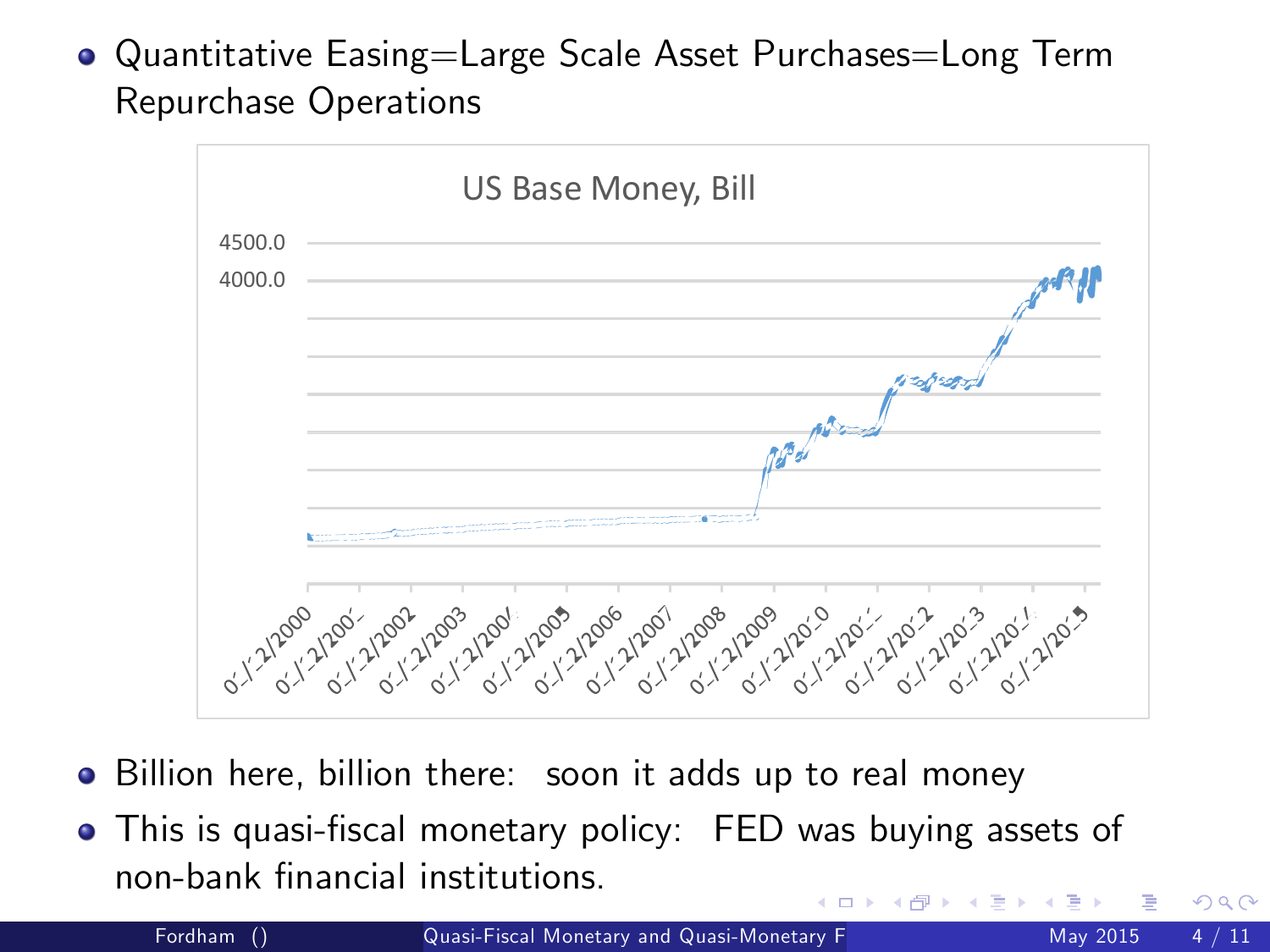- Quantitative Easing=Large Scale Asset Purchases=Long Term Repurchase Operations

- Billion here, billion there: soon it adds up to real money
- This is quasi-fiscal monetary policy: FED was buying assets of non-bank financial institutions.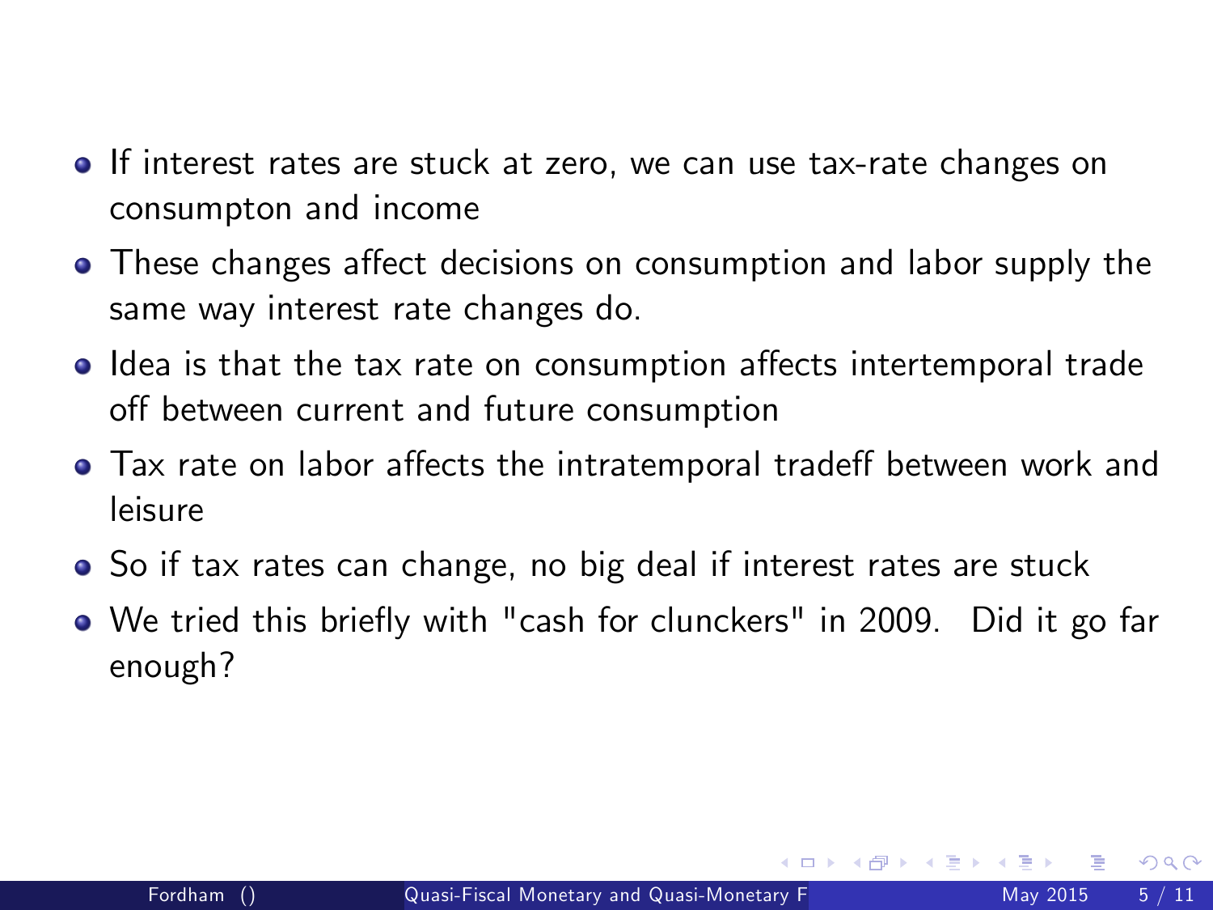- If interest rates are stuck at zero, we can use tax-rate changes on consumpton and income
- These changes affect decisions on consumption and labor supply the same way interest rate changes do.
- Idea is that the tax rate on consumption affects intertemporal trade off between current and future consumption
- Tax rate on labor affects the intratemporal tradeff between work and leisure
- So if tax rates can change, no big deal if interest rates are stuck
- We tried this briefly with "cash for clunckers" in 2009. Did it go far enough?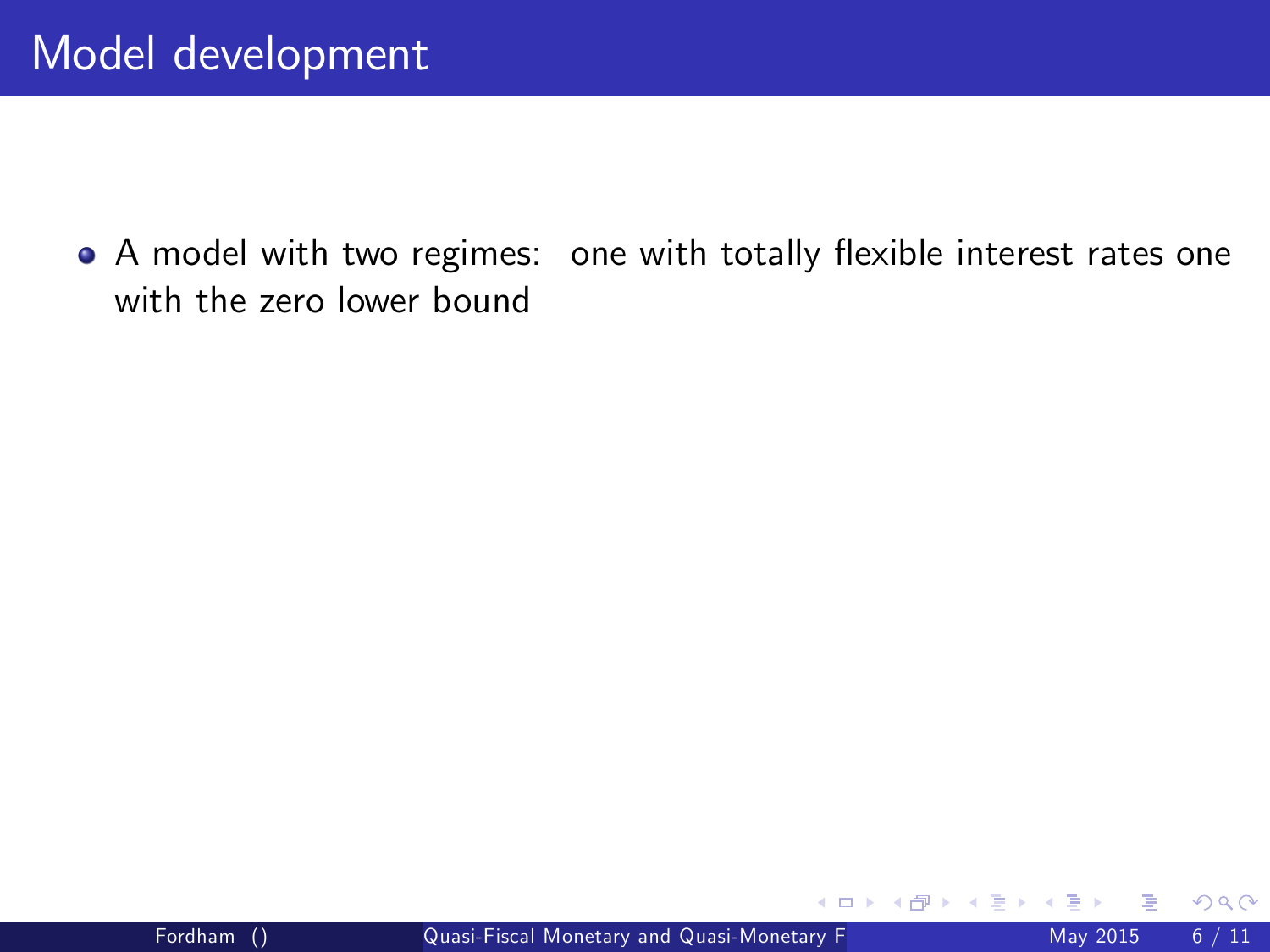# Model development

- A model with two regimes: one with totally flexible interest rates one with the zero lower bound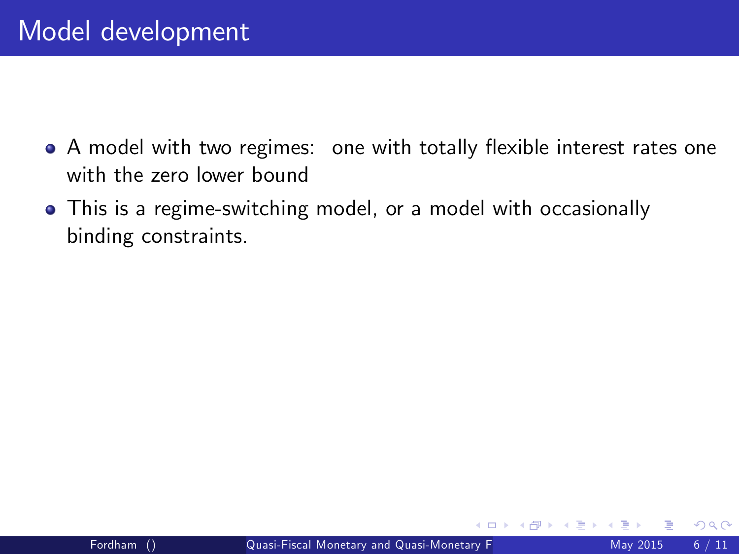# Model development

- A model with two regimes: one with totally flexible interest rates one with the zero lower bound
- This is a regime-switching model, or a model with occasionally binding constraints.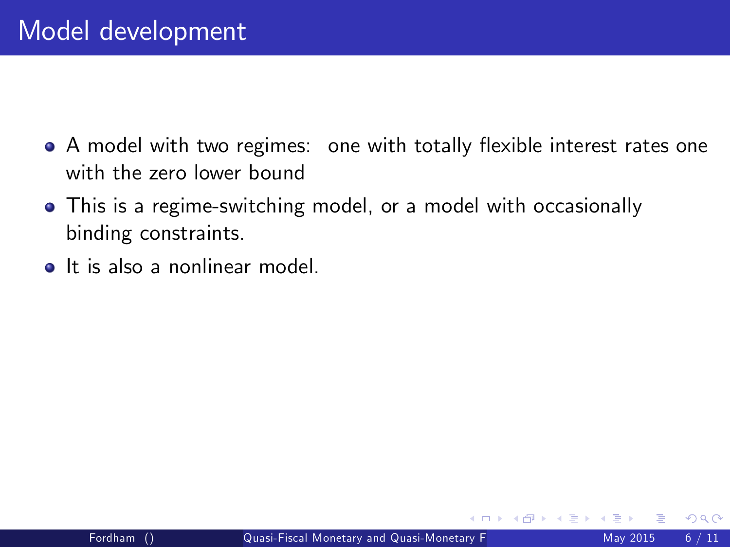# Model development

- A model with two regimes:  one with totally flexible interest rates one with the zero lower bound
- This is a regime-switching model, or a model with occasionally binding constraints.
- It is also a nonlinear model.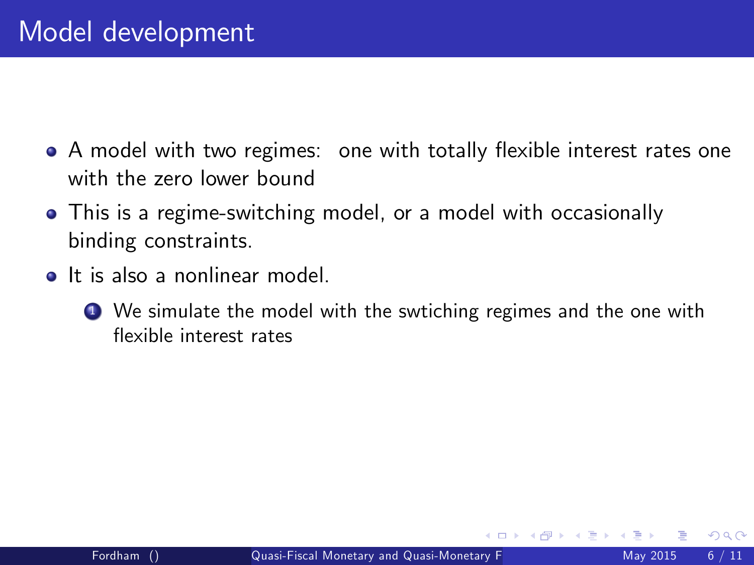# Model development

- A model with two regimes: one with totally flexible interest rates one with the zero lower bound
- This is a regime-switching model, or a model with occasionally binding constraints.
- It is also a nonlinear model.
    1. We simulate the model with the swtiching regimes and the one with flexible interest rates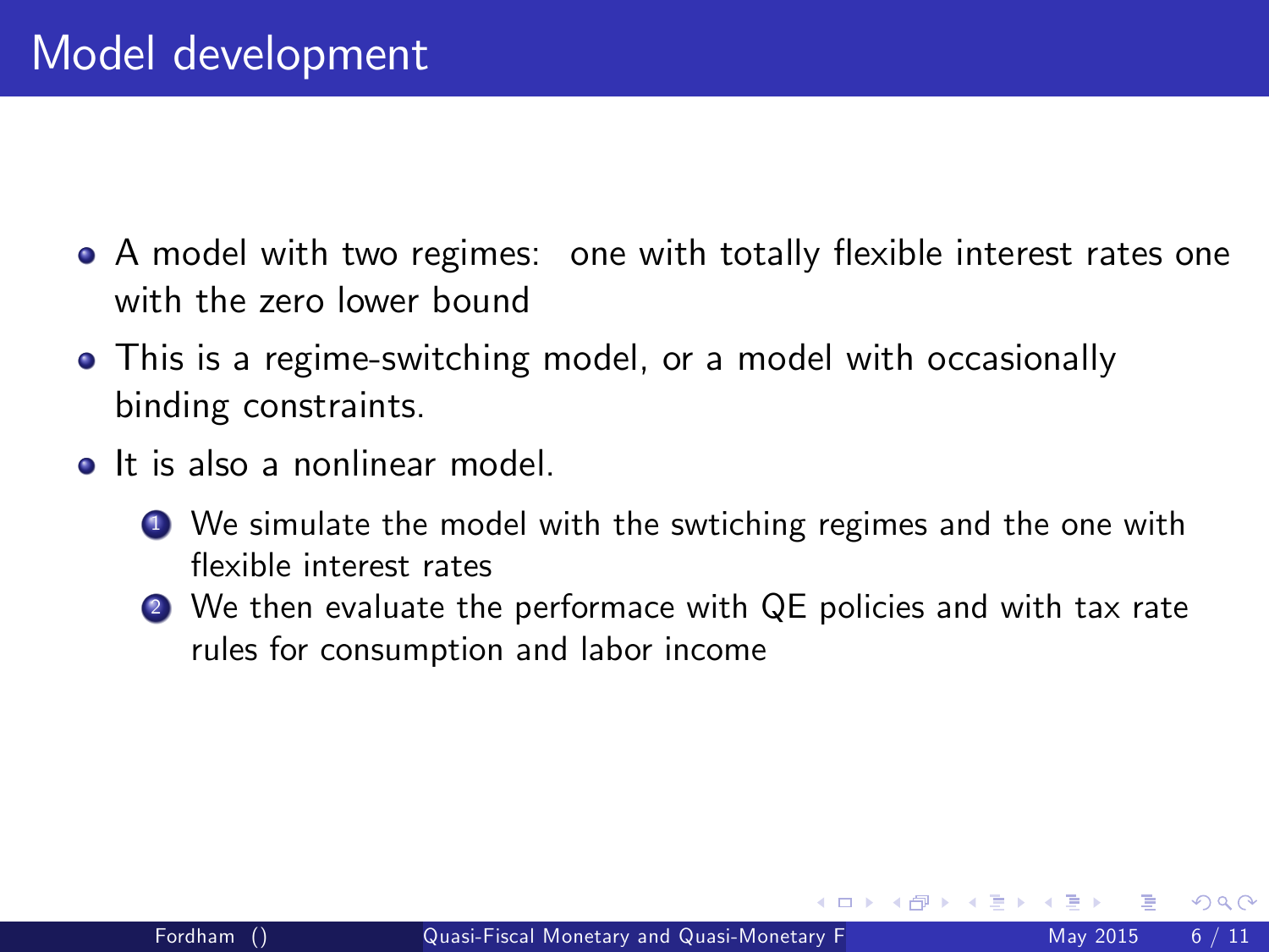# Model development

- A model with two regimes: one with totally flexible interest rates one with the zero lower bound
- This is a regime-switching model, or a model with occasionally binding constraints.
- It is also a nonlinear model.
  1. We simulate the model with the swtiching regimes and the one with flexible interest rates
  2. We then evaluate the performace with QE policies and with tax rate rules for consumption and labor income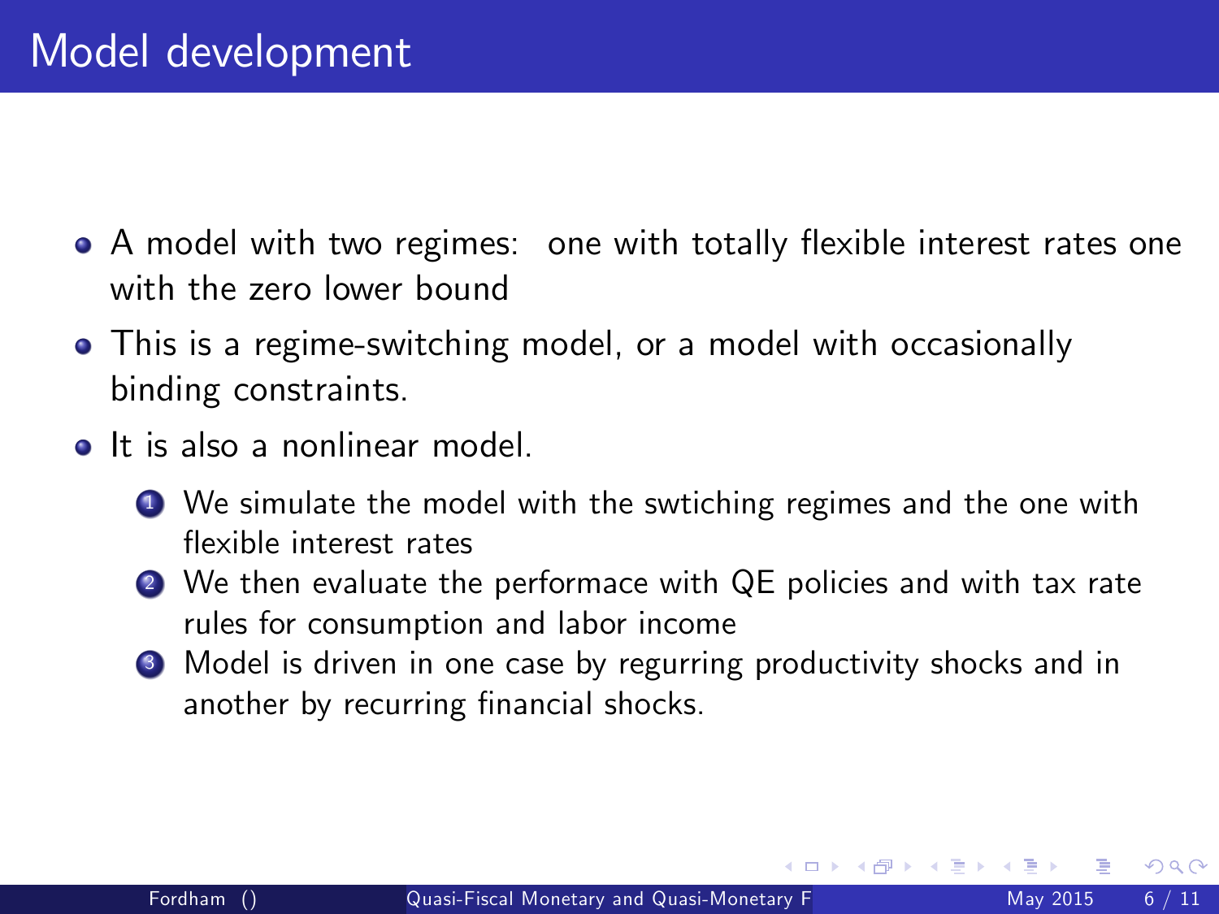# Model development

- A model with two regimes: one with totally flexible interest rates one with the zero lower bound
- This is a regime-switching model, or a model with occasionally binding constraints.
- It is also a nonlinear model.
  1. We simulate the model with the swtiching regimes and the one with flexible interest rates
  2. We then evaluate the performace with QE policies and with tax rate rules for consumption and labor income
  3. Model is driven in one case by regurring productivity shocks and in another by recurring financial shocks.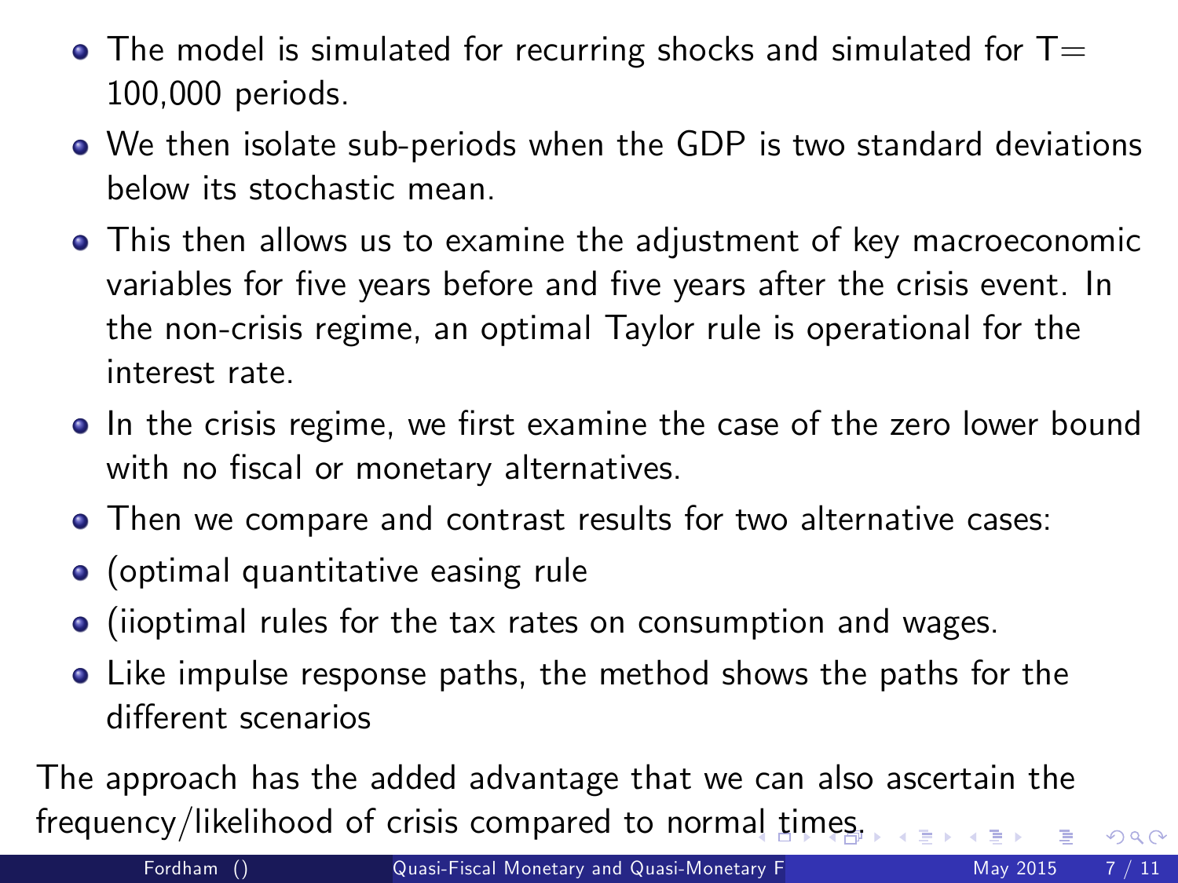- The model is simulated for recurring shocks and simulated for T= 100,000 periods.
- We then isolate sub-periods when the GDP is two standard deviations below its stochastic mean.
- This then allows us to examine the adjustment of key macroeconomic variables for five years before and five years after the crisis event. In the non-crisis regime, an optimal Taylor rule is operational for the interest rate.
- In the crisis regime, we first examine the case of the zero lower bound with no fiscal or monetary alternatives.
- Then we compare and contrast results for two alternative cases:
- (optimal quantitative easing rule
- (iioptimal rules for the tax rates on consumption and wages.
- Like impulse response paths, the method shows the paths for the different scenarios

The approach has the added advantage that we can also ascertain the frequency/likelihood of crisis compared to normal times.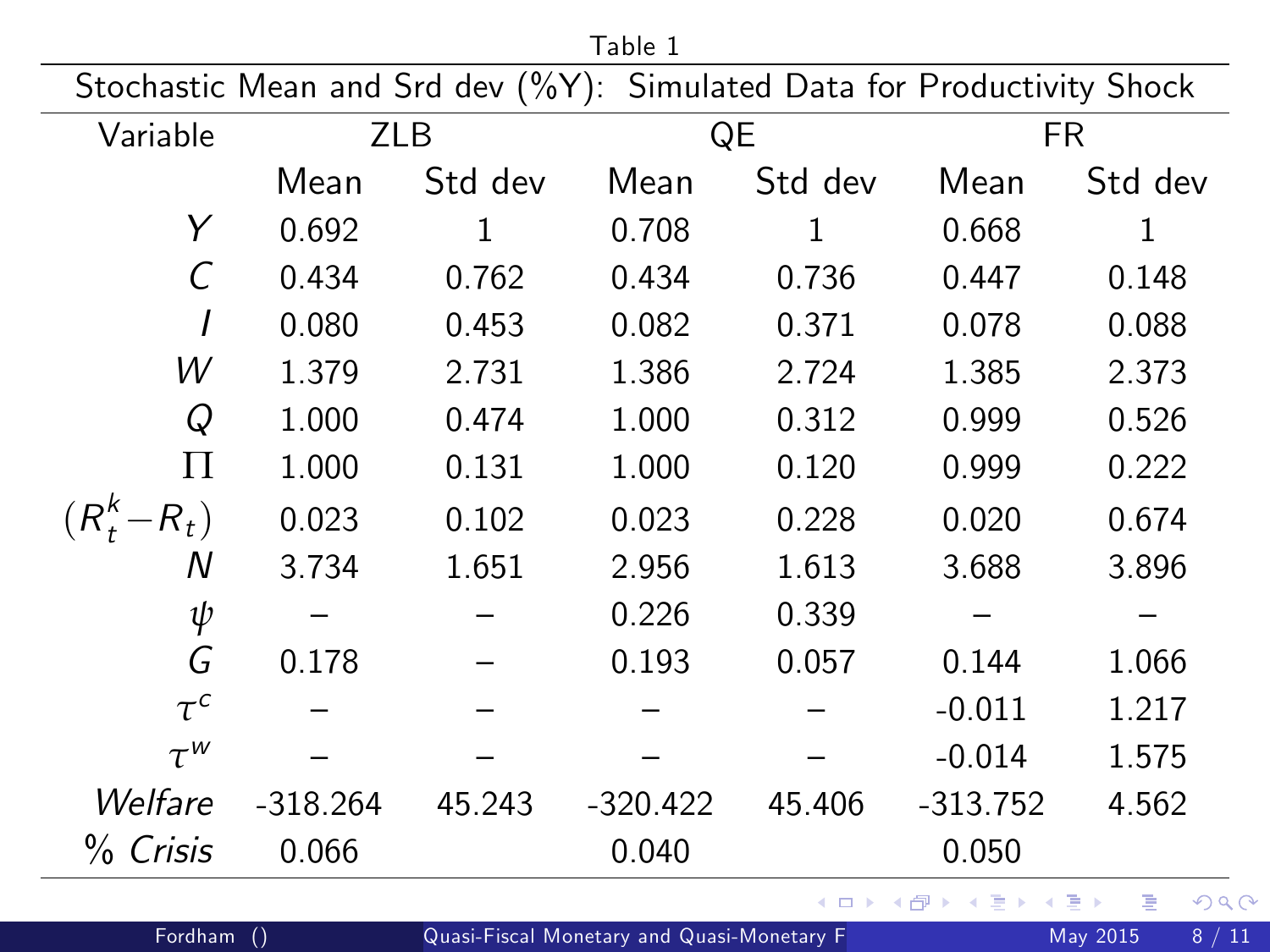Table 1

Stochastic Mean and Srd dev (%Y): Simulated Data for Productivity Shock

| Variable | ZLB | | QE | | FR | |
|---|---|---|---|---|---|---|
| | Mean | Std dev | Mean | Std dev | Mean | Std dev |
| $Y$ | 0.692 | 1 | 0.708 | 1 | 0.668 | 1 |
| $C$ | 0.434 | 0.762 | 0.434 | 0.736 | 0.447 | 0.148 |
| $I$ | 0.080 | 0.453 | 0.082 | 0.371 | 0.078 | 0.088 |
| $W$ | 1.379 | 2.731 | 1.386 | 2.724 | 1.385 | 2.373 |
| $Q$ | 1.000 | 0.474 | 1.000 | 0.312 | 0.999 | 0.526 |
| $\Pi$ | 1.000 | 0.131 | 1.000 | 0.120 | 0.999 | 0.222 |
| $(R_t^k - R_t)$ | 0.023 | 0.102 | 0.023 | 0.228 | 0.020 | 0.674 |
| $N$ | 3.734 | 1.651 | 2.956 | 1.613 | 3.688 | 3.896 |
| $\psi$ | – | – | 0.226 | 0.339 | – | – |
| $G$ | 0.178 | – | 0.193 | 0.057 | 0.144 | 1.066 |
| $\tau^c$ | – | – | – | – | -0.011 | 1.217 |
| $\tau^w$ | – | – | – | – | -0.014 | 1.575 |
| *Welfare* | -318.264 | 45.243 | -320.422 | 45.406 | -313.752 | 4.562 |
| % *Crisis* | 0.066 | | 0.040 | | 0.050 | |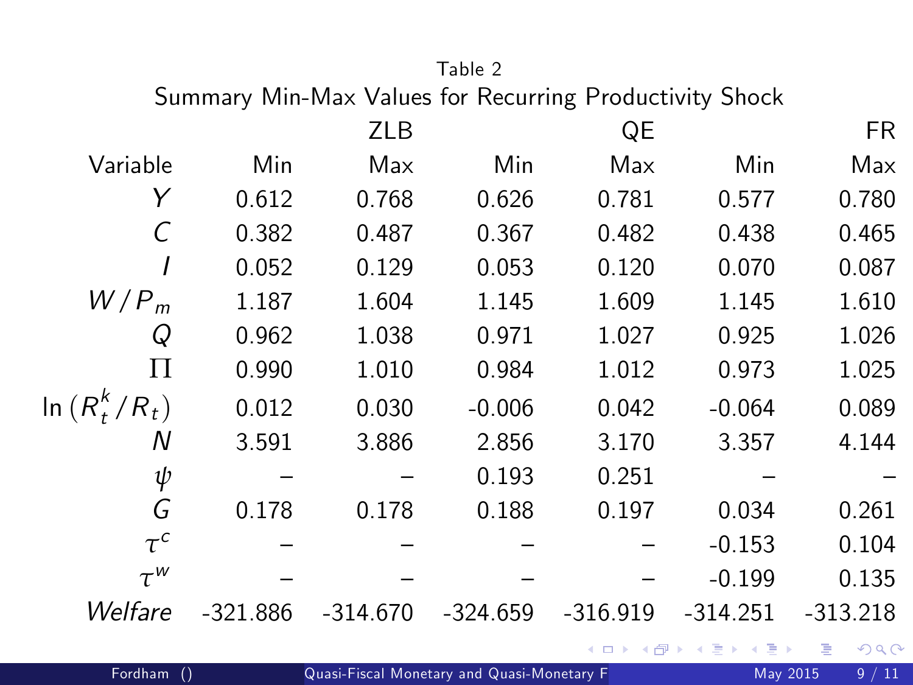Table 2

Summary Min-Max Values for Recurring Productivity Shock

| | ZLB | | QE | | FR | |
|---|---|---|---|---|---|---|
| Variable | Min | Max | Min | Max | Min | Max |
| $Y$ | 0.612 | 0.768 | 0.626 | 0.781 | 0.577 | 0.780 |
| $C$ | 0.382 | 0.487 | 0.367 | 0.482 | 0.438 | 0.465 |
| $I$ | 0.052 | 0.129 | 0.053 | 0.120 | 0.070 | 0.087 |
| $W/P_m$ | 1.187 | 1.604 | 1.145 | 1.609 | 1.145 | 1.610 |
| $Q$ | 0.962 | 1.038 | 0.971 | 1.027 | 0.925 | 1.026 |
| $\Pi$ | 0.990 | 1.010 | 0.984 | 1.012 | 0.973 | 1.025 |
| $\ln\left(R_t^k/R_t\right)$ | 0.012 | 0.030 | -0.006 | 0.042 | -0.064 | 0.089 |
| $N$ | 3.591 | 3.886 | 2.856 | 3.170 | 3.357 | 4.144 |
| $\psi$ | – | – | 0.193 | 0.251 | – | – |
| $G$ | 0.178 | 0.178 | 0.188 | 0.197 | 0.034 | 0.261 |
| $\tau^c$ | – | – | – | – | -0.153 | 0.104 |
| $\tau^w$ | – | – | – | – | -0.199 | 0.135 |
| *Welfare* | -321.886 | -314.670 | -324.659 | -316.919 | -314.251 | -313.218 |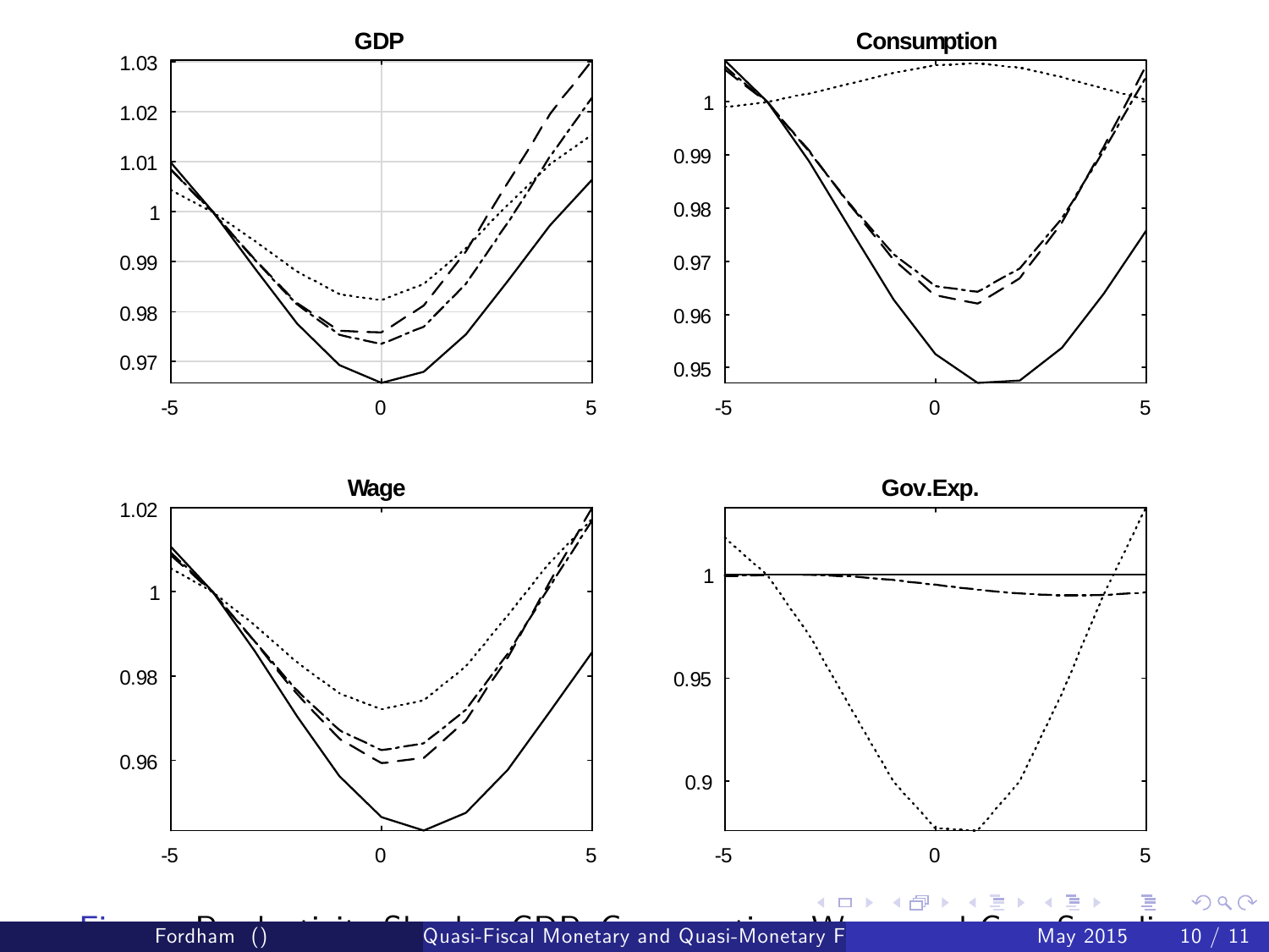**GDP**

**Consumption**

**Wage**

**Gov.Exp.**

Figure: Productivity Shock: GDP, Consumption, Wage and Gov. Spending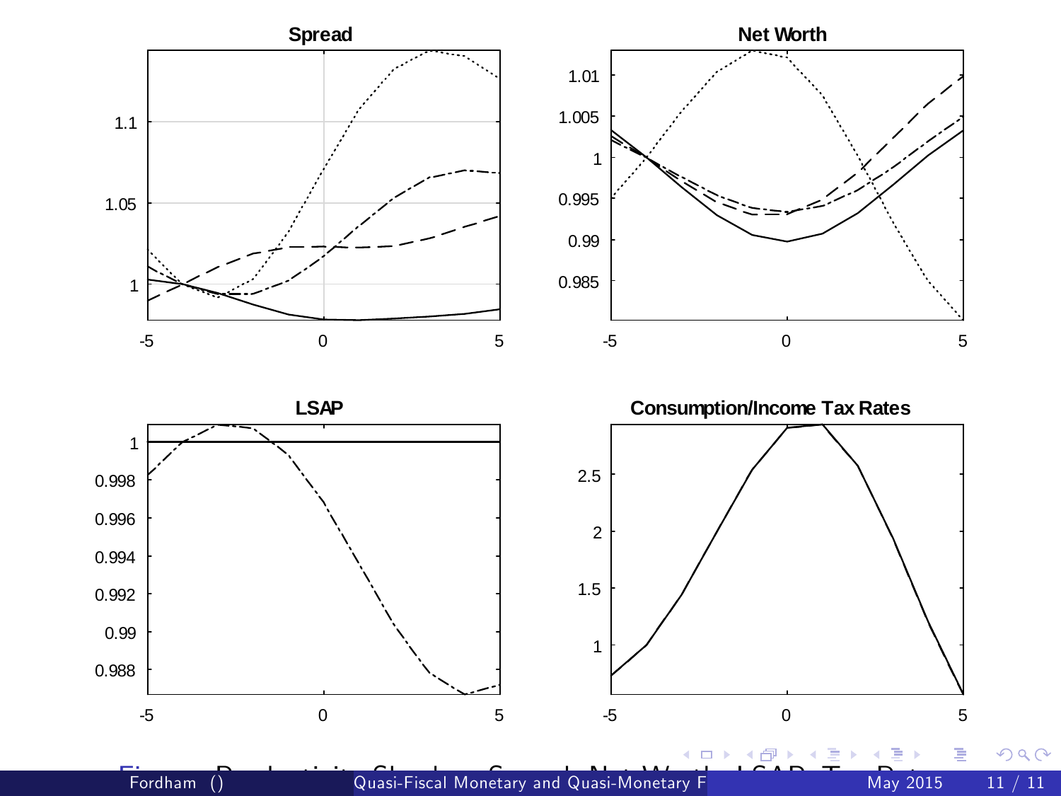**Spread**

1.1

1.05

1

-5 0 5

**Net Worth**

1.01

1.005

1

0.995

0.99

0.985

-5 0 5

**LSAP**

1

0.998

0.996

0.994

0.992

0.99

0.988

-5 0 5

**Consumption/Income Tax Rates**

2.5

2

1.5

1

-5 0 5